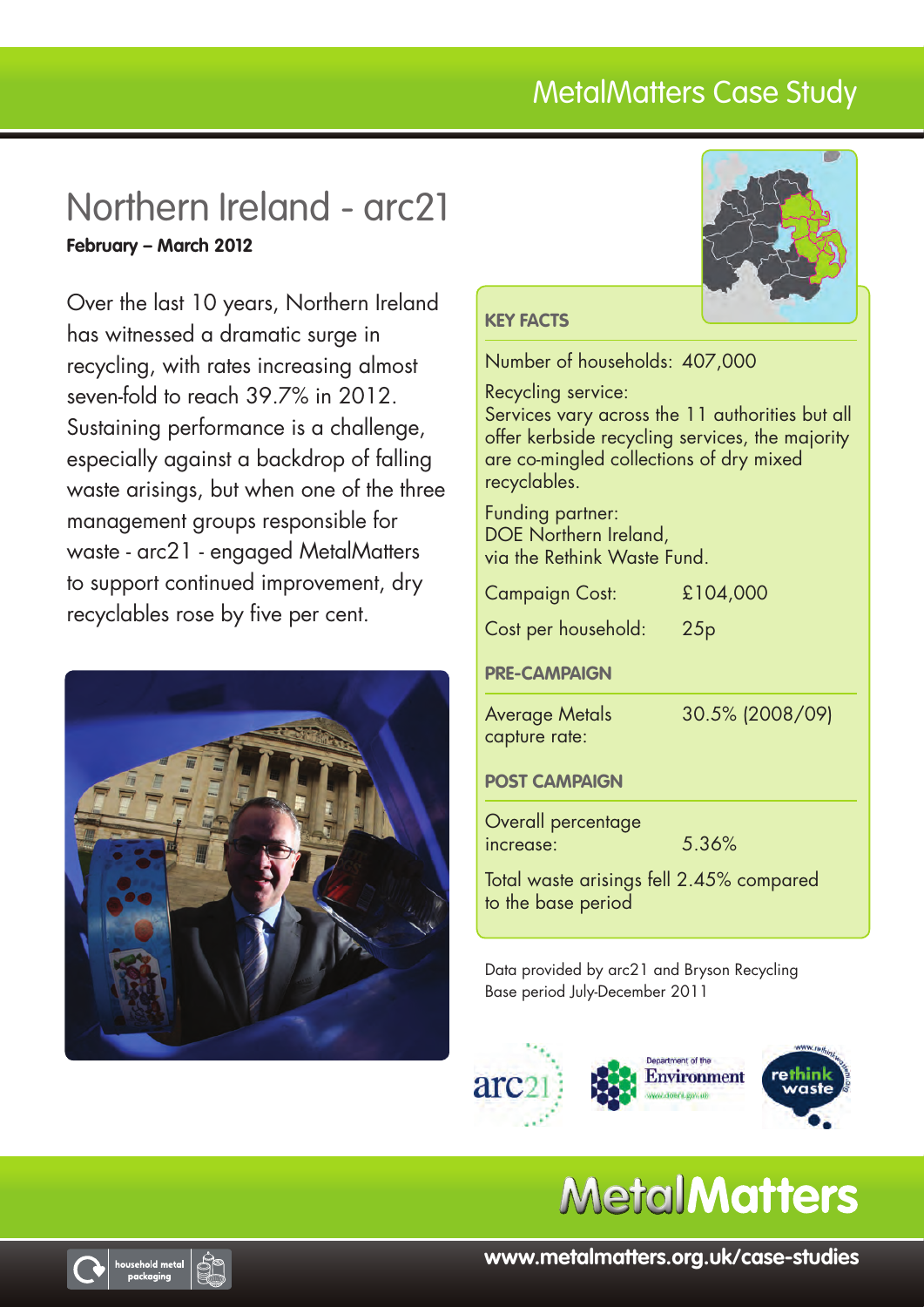# Northern Ireland - arc21

**February – March 2012**

Over the last 10 years, Northern Ireland has witnessed a dramatic surge in recycling, with rates increasing almost seven-fold to reach 39.7% in 2012. Sustaining performance is a challenge, especially against a backdrop of falling waste arisings, but when one of the three management groups responsible for waste - arc21 - engaged MetalMatters to support continued improvement, dry recyclables rose by five per cent.

## KEY FACTS

Number of households: 407,000

Recycling service:
Services vary across the 11 authorities but all offer kerbside recycling services, the majority are co-mingled collections of dry mixed recyclables.

Funding partner:
DOE Northern Ireland,
via the Rethink Waste Fund.

| | |
|---|---|
| Campaign Cost: | £104,000 |
| Cost per household: | 25p |

### PRE-CAMPAIGN

| | |
|---|---|
| Average Metals capture rate: | 30.5% (2008/09) |

### POST CAMPAIGN

| | |
|---|---|
| Overall percentage increase: | 5.36% |

Total waste arisings fell 2.45% compared to the base period

Data provided by arc21 and Bryson Recycling
Base period July-December 2011

arc21 | Department of the Environment www.doeni.gov.uk | rethink waste www.rethinkwasteni.org

MetalMatters

www.metalmatters.org.uk/case-studies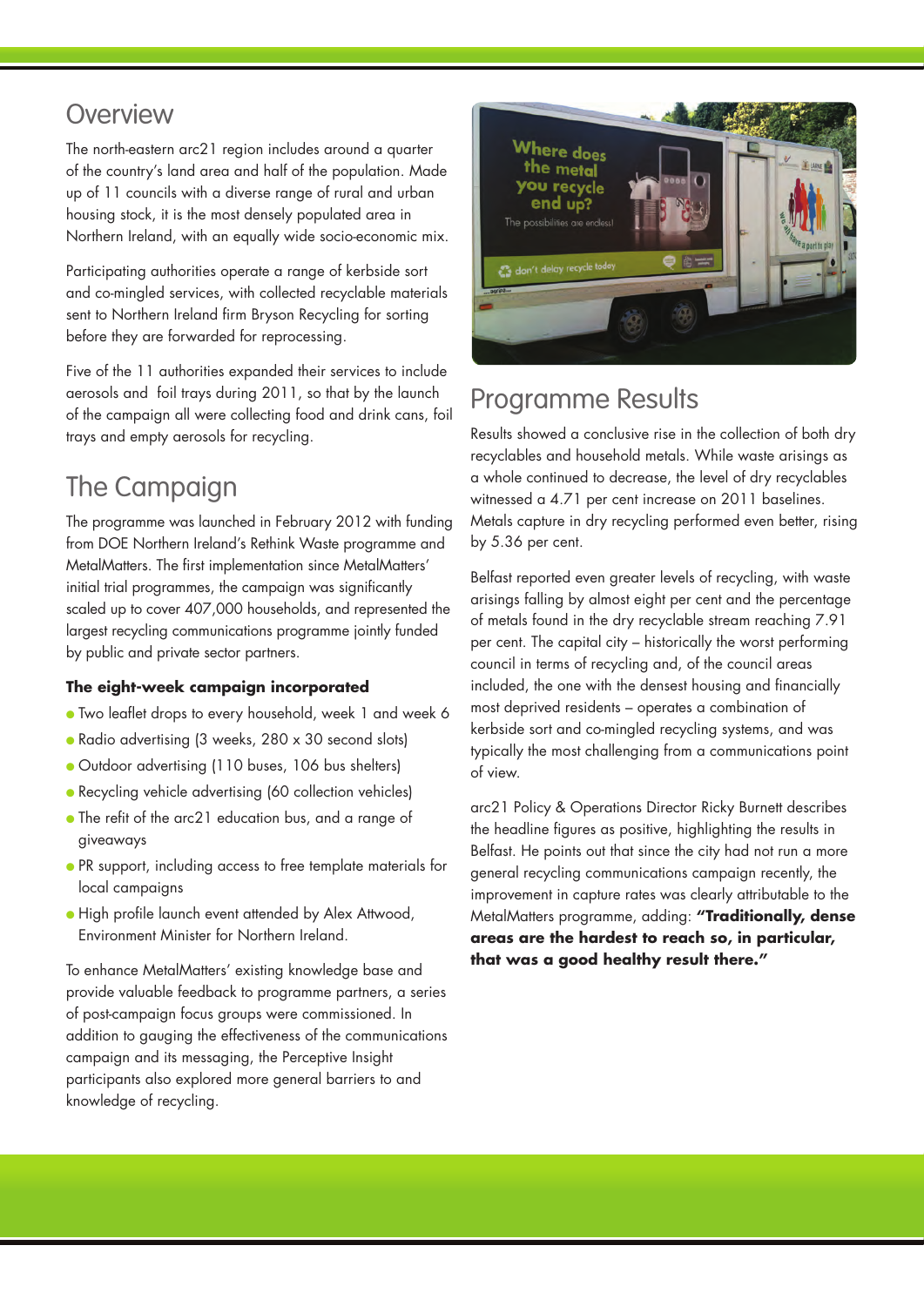## Overview

The north-eastern arc21 region includes around a quarter of the country's land area and half of the population. Made up of 11 councils with a diverse range of rural and urban housing stock, it is the most densely populated area in Northern Ireland, with an equally wide socio-economic mix.

Participating authorities operate a range of kerbside sort and co-mingled services, with collected recyclable materials sent to Northern Ireland firm Bryson Recycling for sorting before they are forwarded for reprocessing.

Five of the 11 authorities expanded their services to include aerosols and foil trays during 2011, so that by the launch of the campaign all were collecting food and drink cans, foil trays and empty aerosols for recycling.

## The Campaign

The programme was launched in February 2012 with funding from DOE Northern Ireland's Rethink Waste programme and MetalMatters. The first implementation since MetalMatters' initial trial programmes, the campaign was significantly scaled up to cover 407,000 households, and represented the largest recycling communications programme jointly funded by public and private sector partners.

**The eight-week campaign incorporated**

- Two leaflet drops to every household, week 1 and week 6
- Radio advertising (3 weeks, 280 x 30 second slots)
- Outdoor advertising (110 buses, 106 bus shelters)
- Recycling vehicle advertising (60 collection vehicles)
- The refit of the arc21 education bus, and a range of giveaways
- PR support, including access to free template materials for local campaigns
- High profile launch event attended by Alex Attwood, Environment Minister for Northern Ireland.

To enhance MetalMatters' existing knowledge base and provide valuable feedback to programme partners, a series of post-campaign focus groups were commissioned. In addition to gauging the effectiveness of the communications campaign and its messaging, the Perceptive Insight participants also explored more general barriers to and knowledge of recycling.

## Programme Results

Results showed a conclusive rise in the collection of both dry recyclables and household metals. While waste arisings as a whole continued to decrease, the level of dry recyclables witnessed a 4.71 per cent increase on 2011 baselines. Metals capture in dry recycling performed even better, rising by 5.36 per cent.

Belfast reported even greater levels of recycling, with waste arisings falling by almost eight per cent and the percentage of metals found in the dry recyclable stream reaching 7.91 per cent. The capital city – historically the worst performing council in terms of recycling and, of the council areas included, the one with the densest housing and financially most deprived residents – operates a combination of kerbside sort and co-mingled recycling systems, and was typically the most challenging from a communications point of view.

arc21 Policy & Operations Director Ricky Burnett describes the headline figures as positive, highlighting the results in Belfast. He points out that since the city had not run a more general recycling communications campaign recently, the improvement in capture rates was clearly attributable to the MetalMatters programme, adding: **"Traditionally, dense areas are the hardest to reach so, in particular, that was a good healthy result there."**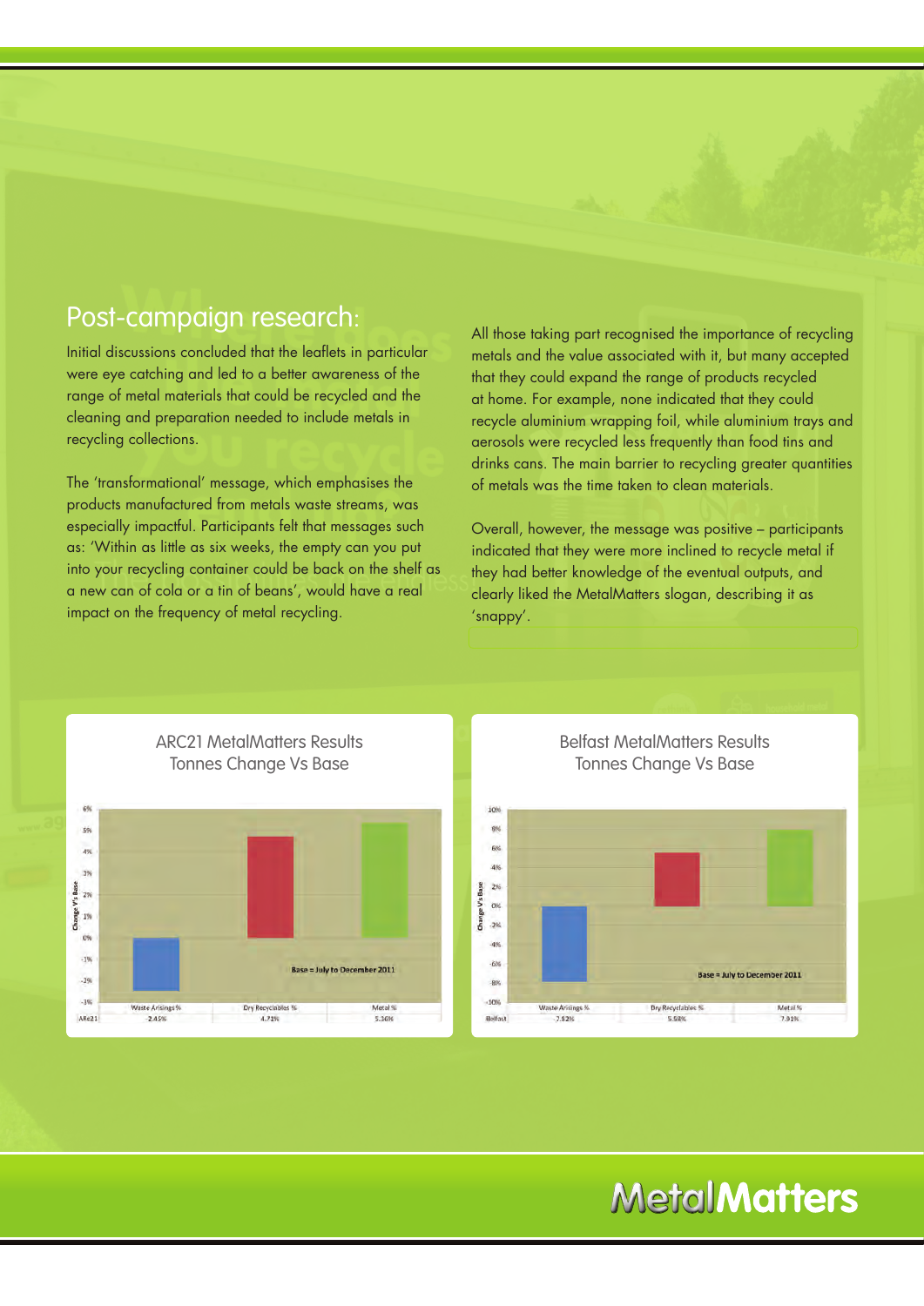## Post-campaign research:

Initial discussions concluded that the leaflets in particular were eye catching and led to a better awareness of the range of metal materials that could be recycled and the cleaning and preparation needed to include metals in recycling collections.

The 'transformational' message, which emphasises the products manufactured from metals waste streams, was especially impactful. Participants felt that messages such as: 'Within as little as six weeks, the empty can you put into your recycling container could be back on the shelf as a new can of cola or a tin of beans', would have a real impact on the frequency of metal recycling.

All those taking part recognised the importance of recycling metals and the value associated with it, but many accepted that they could expand the range of products recycled at home. For example, none indicated that they could recycle aluminium wrapping foil, while aluminium trays and aerosols were recycled less frequently than food tins and drinks cans. The main barrier to recycling greater quantities of metals was the time taken to clean materials.

Overall, however, the message was positive – participants indicated that they were more inclined to recycle metal if they had better knowledge of the eventual outputs, and clearly liked the MetalMatters slogan, describing it as 'snappy'.

**ARC21 MetalMatters Results Tonnes Change Vs Base**

Base = July to December 2011

| | Waste Arisings % | Dry Recyclables % | Metal % |
|---|---|---|---|
| ARC21 | -2.45% | 4.71% | 5.36% |

**Belfast MetalMatters Results Tonnes Change Vs Base**

Base = July to December 2011

| | Waste Arisings % | Dry Recyclables % | Metal % |
|---|---|---|---|
| Belfast | -7.82% | 5.58% | 7.91% |

MetalMatters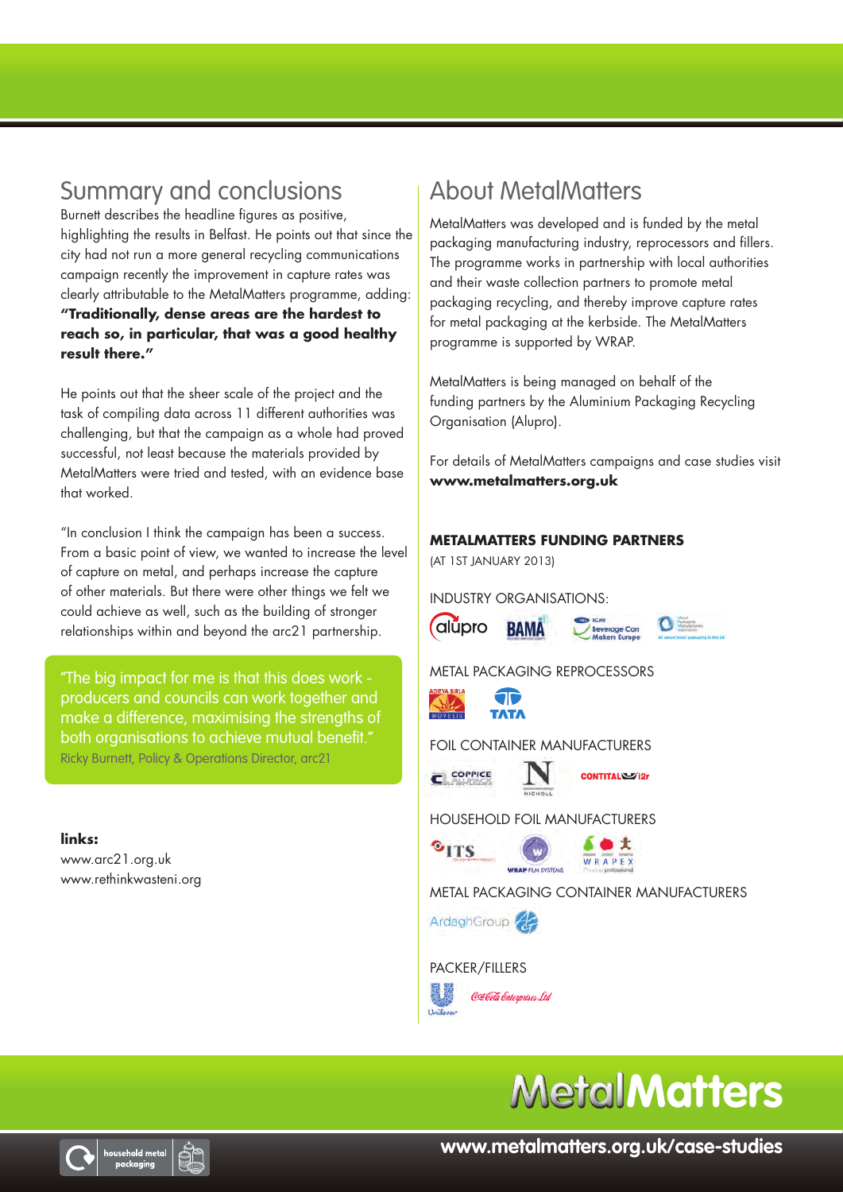## Summary and conclusions

Burnett describes the headline figures as positive, highlighting the results in Belfast. He points out that since the city had not run a more general recycling communications campaign recently the improvement in capture rates was clearly attributable to the MetalMatters programme, adding: **"Traditionally, dense areas are the hardest to reach so, in particular, that was a good healthy result there."**

He points out that the sheer scale of the project and the task of compiling data across 11 different authorities was challenging, but that the campaign as a whole had proved successful, not least because the materials provided by MetalMatters were tried and tested, with an evidence base that worked.

"In conclusion I think the campaign has been a success. From a basic point of view, we wanted to increase the level of capture on metal, and perhaps increase the capture of other materials. But there were other things we felt we could achieve as well, such as the building of stronger relationships within and beyond the arc21 partnership.

"The big impact for me is that this does work - producers and councils can work together and make a difference, maximising the strengths of both organisations to achieve mutual benefit."
Ricky Burnett, Policy & Operations Director, arc21

**links:**
www.arc21.org.uk
www.rethinkwasteni.org

## About MetalMatters

MetalMatters was developed and is funded by the metal packaging manufacturing industry, reprocessors and fillers. The programme works in partnership with local authorities and their waste collection partners to promote metal packaging recycling, and thereby improve capture rates for metal packaging at the kerbside. The MetalMatters programme is supported by WRAP.

MetalMatters is being managed on behalf of the funding partners by the Aluminium Packaging Recycling Organisation (Alupro).

For details of MetalMatters campaigns and case studies visit **www.metalmatters.org.uk**

**METALMATTERS FUNDING PARTNERS**
(AT 1ST JANUARY 2013)

INDUSTRY ORGANISATIONS:
alupro, BAMA, Beverage Can Makers Europe, Metal Packaging Manufacturers Association

METAL PACKAGING REPROCESSORS
Aditya Birla Novelis, TATA

FOIL CONTAINER MANUFACTURERS
Coppice Alupack, Nicholl, Contital i2r

HOUSEHOLD FOIL MANUFACTURERS
ITS, Wrap Film Systems, Wrapex

METAL PACKAGING CONTAINER MANUFACTURERS
ArdaghGroup

PACKER/FILLERS
Unilever, Coca-Cola Enterprises Ltd

MetalMatters

www.metalmatters.org.uk/case-studies

household metal packaging